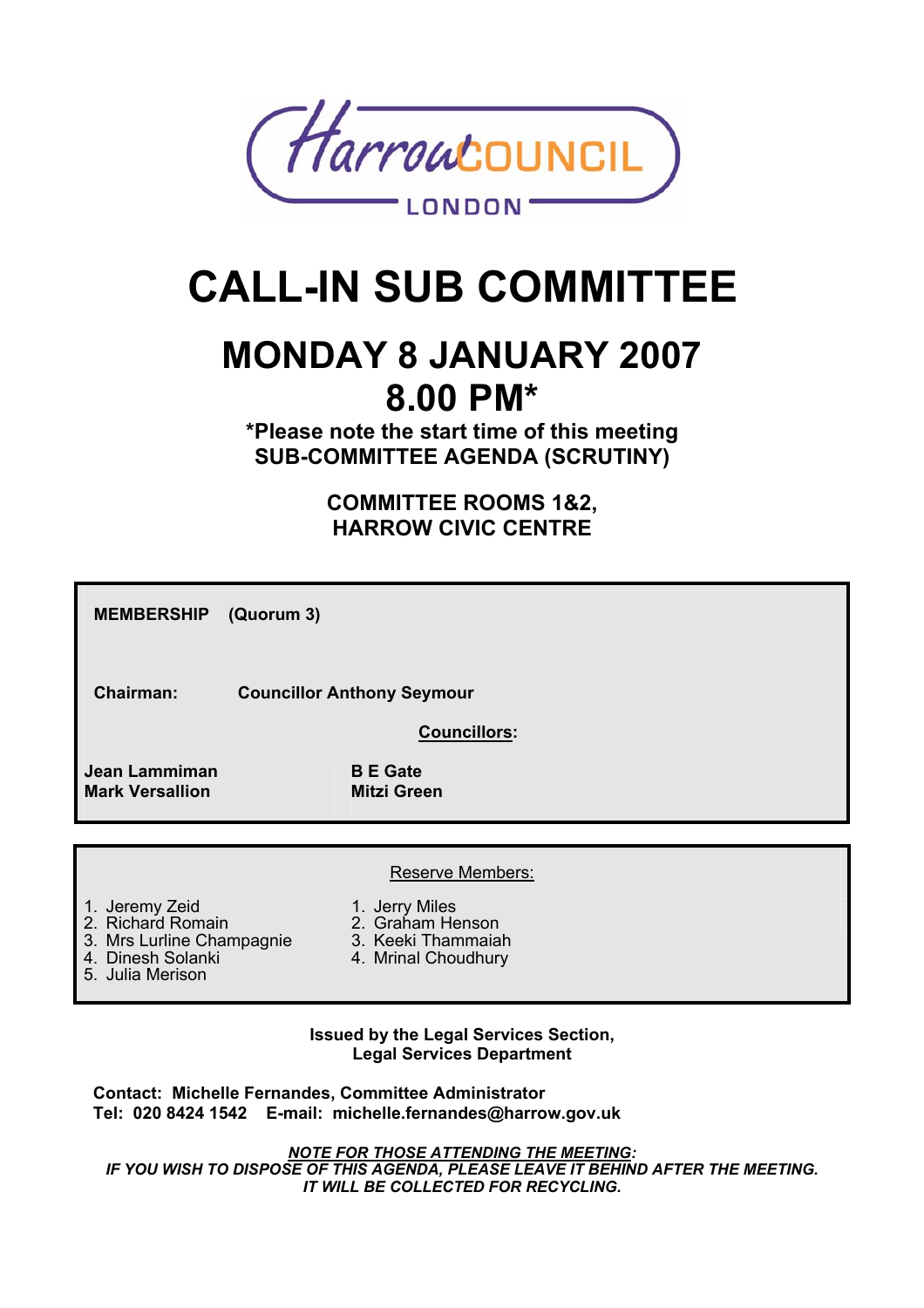Harrow COUNCIL LONDON

# CALL-IN SUB COMMITTEE

## MONDAY 8 JANUARY 2007
## 8.00 PM*

**\*Please note the start time of this meeting**
**SUB-COMMITTEE AGENDA (SCRUTINY)**

**COMMITTEE ROOMS 1&2,**
**HARROW CIVIC CENTRE**

**MEMBERSHIP (Quorum 3)**

**Chairman:** **Councillor Anthony Seymour**

**Councillors:**

| | |
|---|---|
| **Jean Lammiman** | **B E Gate** |
| **Mark Versallion** | **Mitzi Green** |

Reserve Members:

| | |
|---|---|
| 1. Jeremy Zeid | 1. Jerry Miles |
| 2. Richard Romain | 2. Graham Henson |
| 3. Mrs Lurline Champagnie | 3. Keeki Thammaiah |
| 4. Dinesh Solanki | 4. Mrinal Choudhury |
| 5. Julia Merison | |

**Issued by the Legal Services Section,**
**Legal Services Department**

**Contact: Michelle Fernandes, Committee Administrator**
**Tel: 020 8424 1542 E-mail: michelle.fernandes@harrow.gov.uk**

***NOTE FOR THOSE ATTENDING THE MEETING:***
***IF YOU WISH TO DISPOSE OF THIS AGENDA, PLEASE LEAVE IT BEHIND AFTER THE MEETING.***
***IT WILL BE COLLECTED FOR RECYCLING.***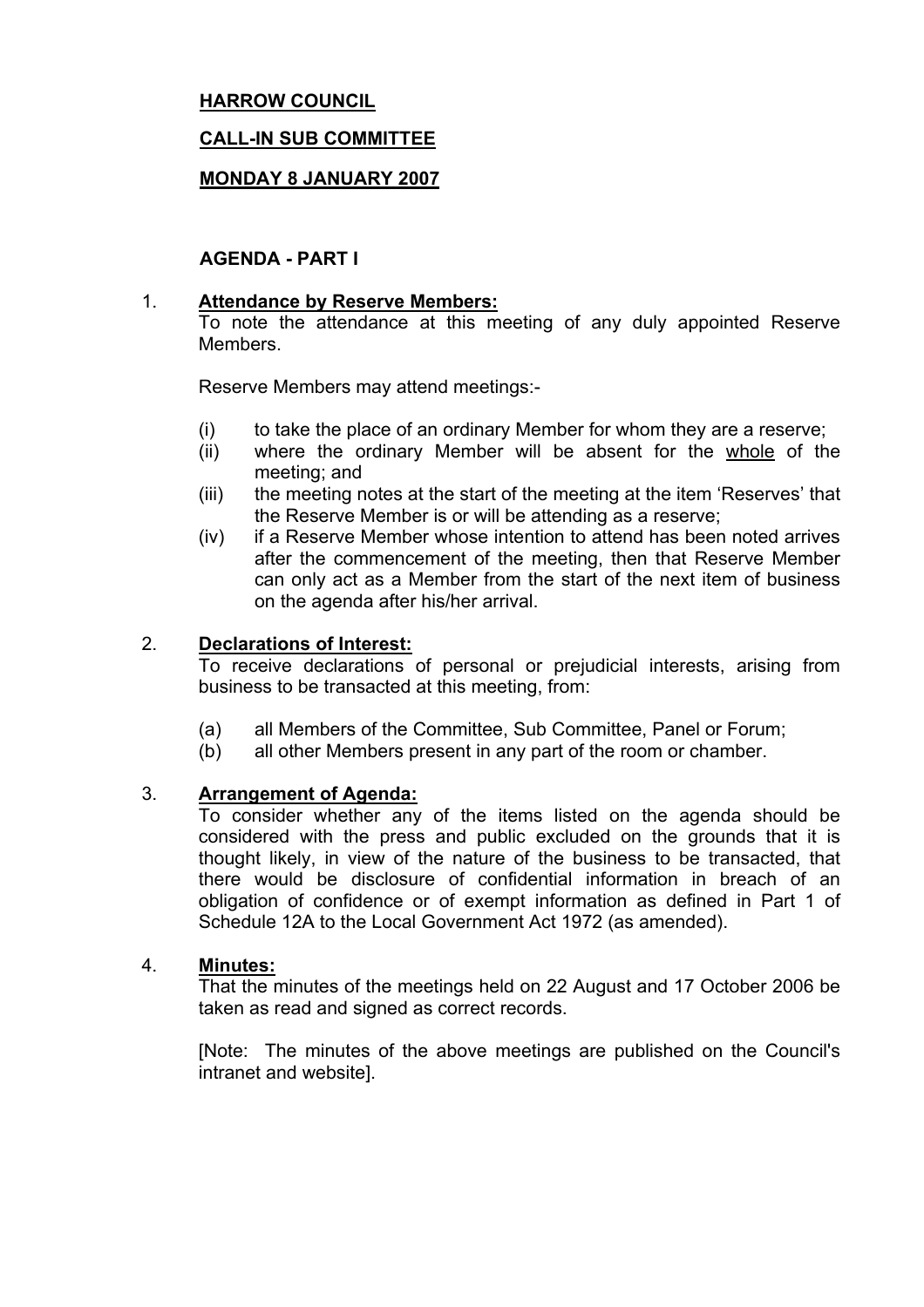**HARROW COUNCIL**

**CALL-IN SUB COMMITTEE**

**MONDAY 8 JANUARY 2007**

**AGENDA - PART I**

1. **Attendance by Reserve Members:**
   To note the attendance at this meeting of any duly appointed Reserve Members.

   Reserve Members may attend meetings:-

   (i) to take the place of an ordinary Member for whom they are a reserve;
   (ii) where the ordinary Member will be absent for the whole of the meeting; and
   (iii) the meeting notes at the start of the meeting at the item 'Reserves' that the Reserve Member is or will be attending as a reserve;
   (iv) if a Reserve Member whose intention to attend has been noted arrives after the commencement of the meeting, then that Reserve Member can only act as a Member from the start of the next item of business on the agenda after his/her arrival.

2. **Declarations of Interest:**
   To receive declarations of personal or prejudicial interests, arising from business to be transacted at this meeting, from:

   (a) all Members of the Committee, Sub Committee, Panel or Forum;
   (b) all other Members present in any part of the room or chamber.

3. **Arrangement of Agenda:**
   To consider whether any of the items listed on the agenda should be considered with the press and public excluded on the grounds that it is thought likely, in view of the nature of the business to be transacted, that there would be disclosure of confidential information in breach of an obligation of confidence or of exempt information as defined in Part 1 of Schedule 12A to the Local Government Act 1972 (as amended).

4. **Minutes:**
   That the minutes of the meetings held on 22 August and 17 October 2006 be taken as read and signed as correct records.

   [Note: The minutes of the above meetings are published on the Council's intranet and website].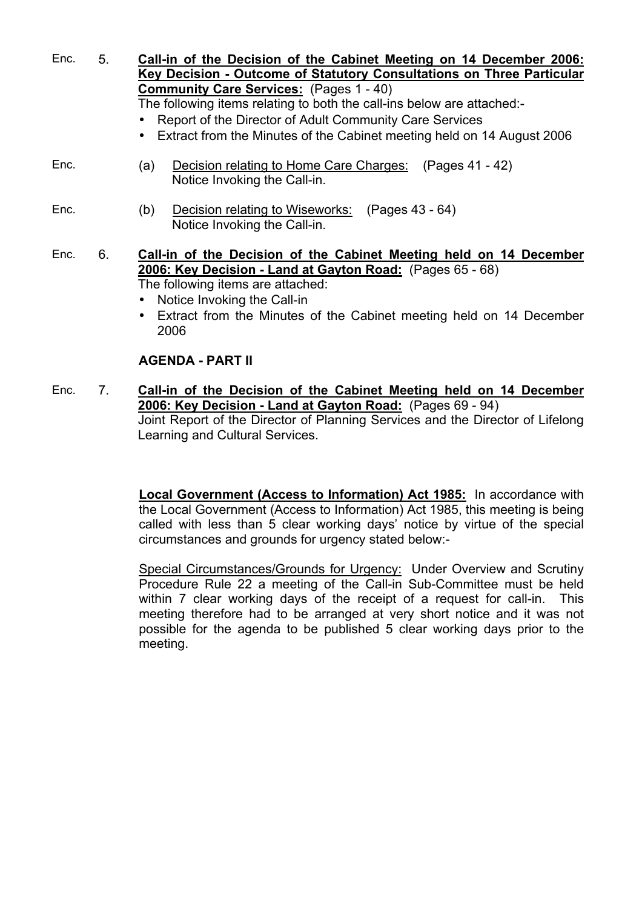Enc. 5. **Call-in of the Decision of the Cabinet Meeting on 14 December 2006: Key Decision - Outcome of Statutory Consultations on Three Particular Community Care Services:** (Pages 1 - 40)

The following items relating to both the call-ins below are attached:-

- Report of the Director of Adult Community Care Services
- Extract from the Minutes of the Cabinet meeting held on 14 August 2006

Enc. (a) Decision relating to Home Care Charges: (Pages 41 - 42)
Notice Invoking the Call-in.

Enc. (b) Decision relating to Wiseworks: (Pages 43 - 64)
Notice Invoking the Call-in.

Enc. 6. **Call-in of the Decision of the Cabinet Meeting held on 14 December 2006: Key Decision - Land at Gayton Road:** (Pages 65 - 68)

The following items are attached:

- Notice Invoking the Call-in
- Extract from the Minutes of the Cabinet meeting held on 14 December 2006

## AGENDA - PART II

Enc. 7. **Call-in of the Decision of the Cabinet Meeting held on 14 December 2006: Key Decision - Land at Gayton Road:** (Pages 69 - 94)

Joint Report of the Director of Planning Services and the Director of Lifelong Learning and Cultural Services.

**Local Government (Access to Information) Act 1985:** In accordance with the Local Government (Access to Information) Act 1985, this meeting is being called with less than 5 clear working days' notice by virtue of the special circumstances and grounds for urgency stated below:-

Special Circumstances/Grounds for Urgency: Under Overview and Scrutiny Procedure Rule 22 a meeting of the Call-in Sub-Committee must be held within 7 clear working days of the receipt of a request for call-in. This meeting therefore had to be arranged at very short notice and it was not possible for the agenda to be published 5 clear working days prior to the meeting.